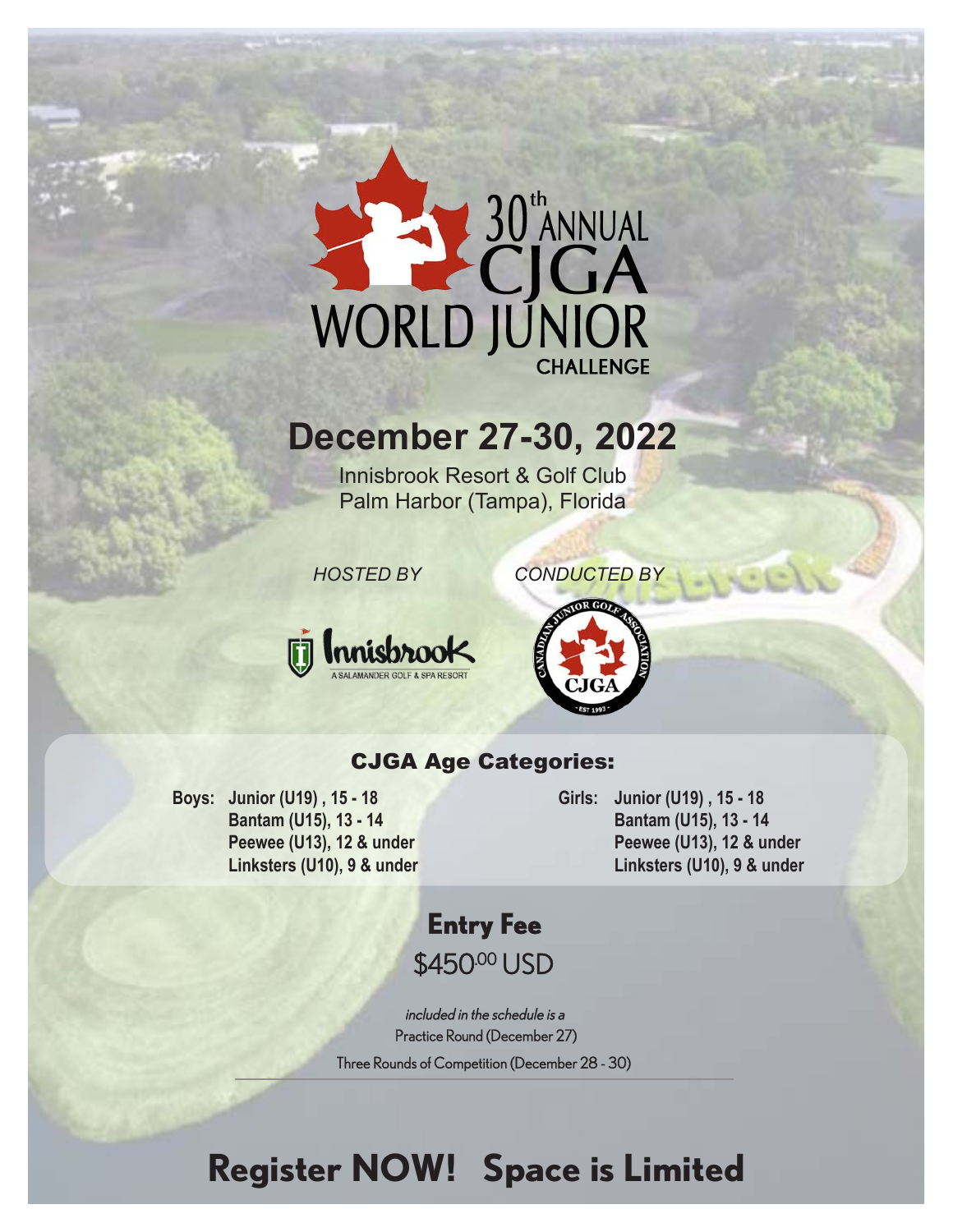# 30th ANNUAL CJGA WORLD JUNIOR CHALLENGE

## December 27-30, 2022

Innisbrook Resort & Golf Club
Palm Harbor (Tampa), Florida

*HOSTED BY* Innisbrook — A SALAMANDER GOLF & SPA RESORT

*CONDUCTED BY* Canadian Junior Golf Association — CJGA — EST 1993

### CJGA Age Categories:

**Boys:**
- **Junior (U19), 15 - 18**
- **Bantam (U15), 13 - 14**
- **Peewee (U13), 12 & under**
- **Linksters (U10), 9 & under**

**Girls:**
- **Junior (U19), 15 - 18**
- **Bantam (U15), 13 - 14**
- **Peewee (U13), 12 & under**
- **Linksters (U10), 9 & under**

### Entry Fee

$450.00 USD

*included in the schedule is a*

Practice Round (December 27)

Three Rounds of Competition (December 28 - 30)

---

## Register NOW! Space is Limited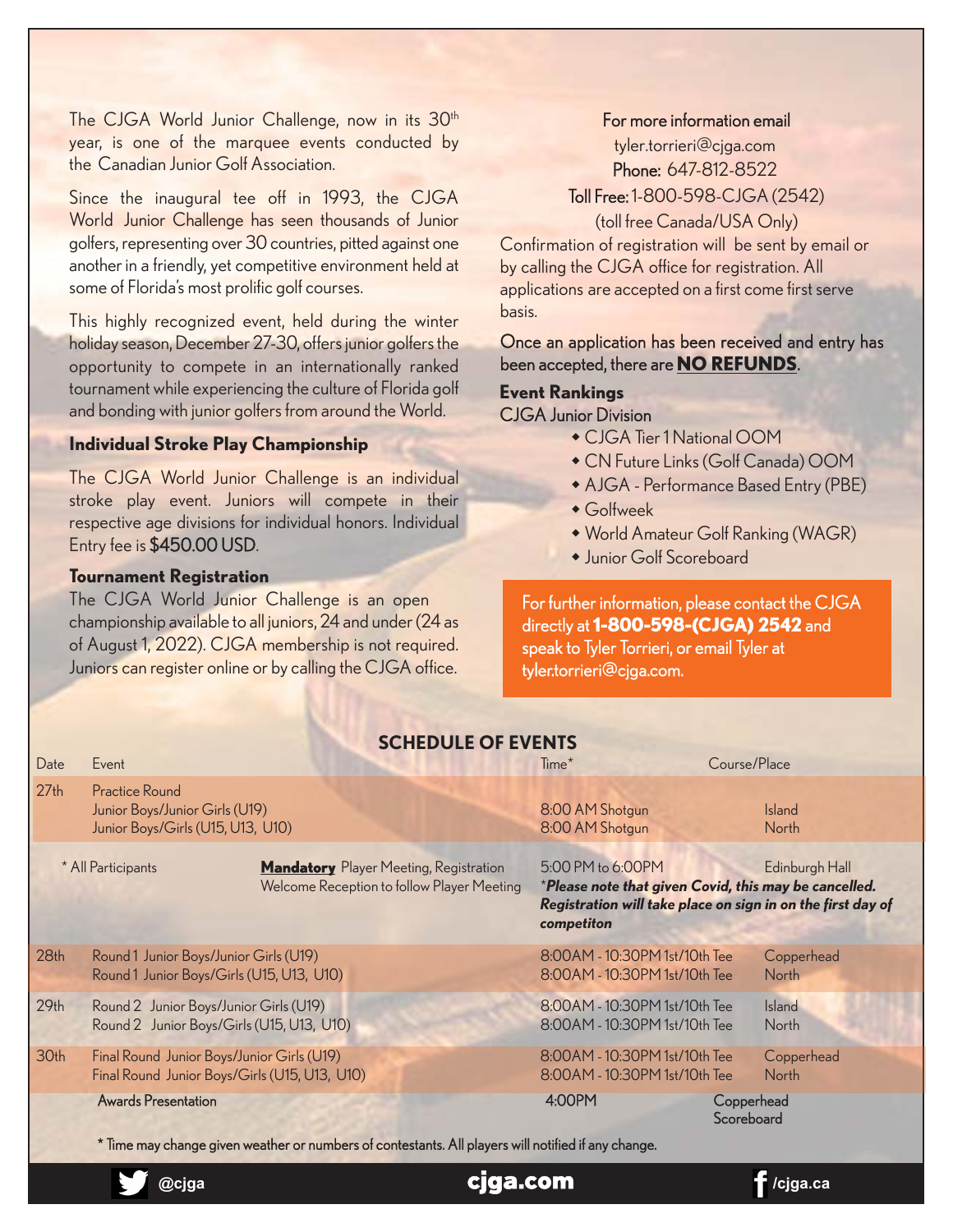The CJGA World Junior Challenge, now in its 30th year, is one of the marquee events conducted by the Canadian Junior Golf Association.

Since the inaugural tee off in 1993, the CJGA World Junior Challenge has seen thousands of Junior golfers, representing over 30 countries, pitted against one another in a friendly, yet competitive environment held at some of Florida's most prolific golf courses.

This highly recognized event, held during the winter holiday season, December 27-30, offers junior golfers the opportunity to compete in an internationally ranked tournament while experiencing the culture of Florida golf and bonding with junior golfers from around the World.

### Individual Stroke Play Championship

The CJGA World Junior Challenge is an individual stroke play event. Juniors will compete in their respective age divisions for individual honors. Individual Entry fee is $450.00 USD.

### Tournament Registration

The CJGA World Junior Challenge is an open championship available to all juniors, 24 and under (24 as of August 1, 2022). CJGA membership is not required. Juniors can register online or by calling the CJGA office.

For more information email
tyler.torrieri@cjga.com
Phone: 647-812-8522
Toll Free: 1-800-598-CJGA (2542)
(toll free Canada/USA Only)

Confirmation of registration will be sent by email or by calling the CJGA office for registration. All applications are accepted on a first come first serve basis.

Once an application has been received and entry has been accepted, there are **NO REFUNDS**.

### Event Rankings

CJGA Junior Division

- CJGA Tier 1 National OOM
- CN Future Links (Golf Canada) OOM
- AJGA - Performance Based Entry (PBE)
- Golfweek
- World Amateur Golf Ranking (WAGR)
- Junior Golf Scoreboard

For further information, please contact the CJGA directly at **1-800-598-(CJGA) 2542** and speak to Tyler Torrieri, or email Tyler at tyler.torrieri@cjga.com.

## SCHEDULE OF EVENTS

| Date | Event | | Time* | Course/Place |
|---|---|---|---|---|
| 27th | Practice Round | | | |
| | Junior Boys/Junior Girls (U19) | | 8:00 AM Shotgun | Island |
| | Junior Boys/Girls (U15, U13, U10) | | 8:00 AM Shotgun | North |
| | * All Participants | **Mandatory** Player Meeting, Registration Welcome Reception to follow Player Meeting | 5:00 PM to 6:00PM *\*Please note that given Covid, this may be cancelled. Registration will take place on sign in on the first day of competiton* | Edinburgh Hall |
| 28th | Round 1 Junior Boys/Junior Girls (U19) | | 8:00AM - 10:30PM 1st/10th Tee | Copperhead |
| | Round 1 Junior Boys/Girls (U15, U13, U10) | | 8:00AM - 10:30PM 1st/10th Tee | North |
| 29th | Round 2 Junior Boys/Junior Girls (U19) | | 8:00AM - 10:30PM 1st/10th Tee | Island |
| | Round 2 Junior Boys/Girls (U15, U13, U10) | | 8:00AM - 10:30PM 1st/10th Tee | North |
| 30th | Final Round Junior Boys/Junior Girls (U19) | | 8:00AM - 10:30PM 1st/10th Tee | Copperhead |
| | Final Round Junior Boys/Girls (U15, U13, U10) | | 8:00AM - 10:30PM 1st/10th Tee | North |
| | Awards Presentation | | 4:00PM | Copperhead Scoreboard |

\* Time may change given weather or numbers of contestants. All players will notified if any change.

@cjga cjga.com /cjga.ca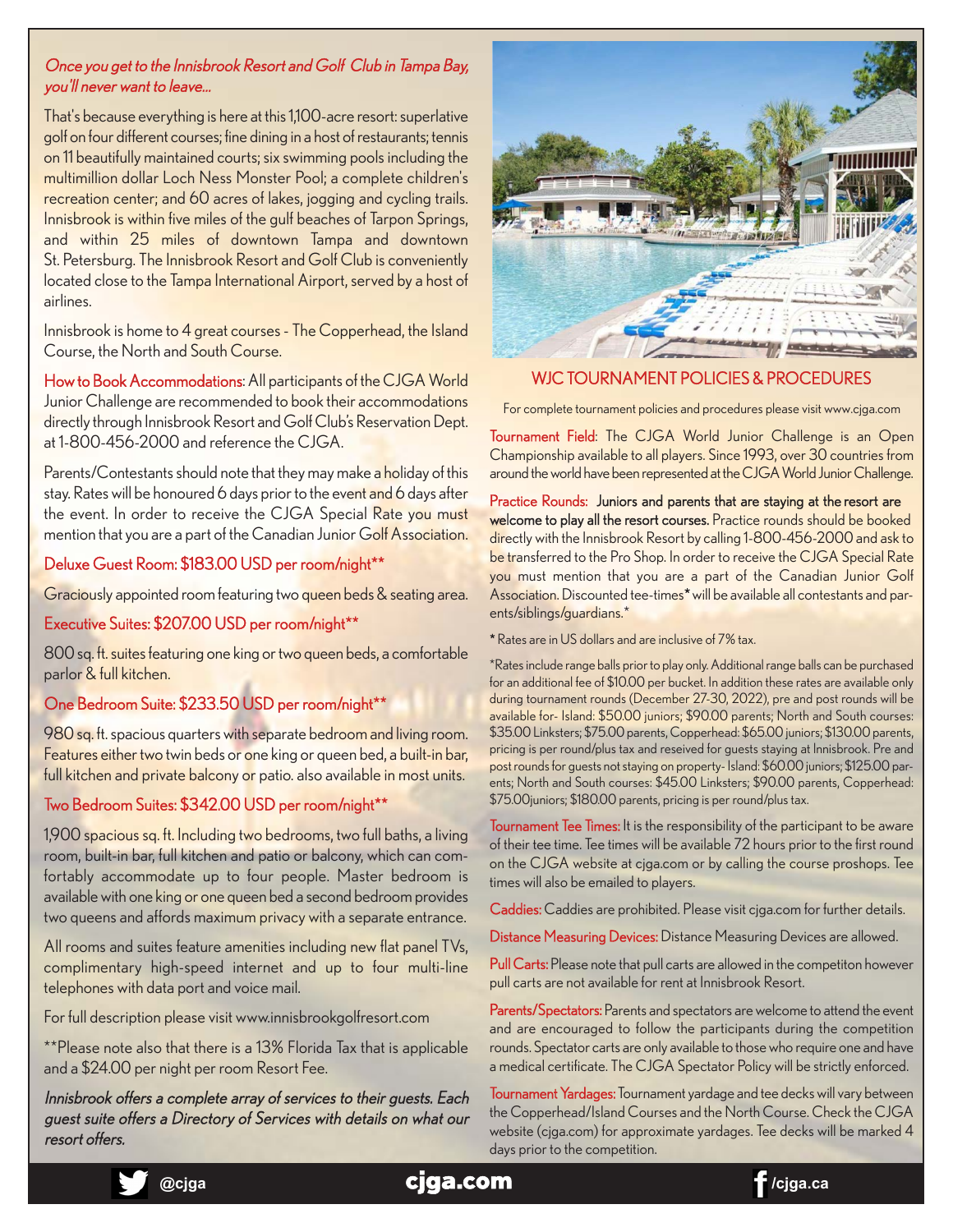*Once you get to the Innisbrook Resort and Golf Club in Tampa Bay, you'll never want to leave...*

That's because everything is here at this 1,100-acre resort: superlative golf on four different courses; fine dining in a host of restaurants; tennis on 11 beautifully maintained courts; six swimming pools including the multimillion dollar Loch Ness Monster Pool; a complete children's recreation center; and 60 acres of lakes, jogging and cycling trails. Innisbrook is within five miles of the gulf beaches of Tarpon Springs, and within 25 miles of downtown Tampa and downtown St. Petersburg. The Innisbrook Resort and Golf Club is conveniently located close to the Tampa International Airport, served by a host of airlines.

Innisbrook is home to 4 great courses - The Copperhead, the Island Course, the North and South Course.

How to Book Accommodations: All participants of the CJGA World Junior Challenge are recommended to book their accommodations directly through Innisbrook Resort and Golf Club's Reservation Dept. at 1-800-456-2000 and reference the CJGA.

Parents/Contestants should note that they may make a holiday of this stay. Rates will be honoured 6 days prior to the event and 6 days after the event. In order to receive the CJGA Special Rate you must mention that you are a part of the Canadian Junior Golf Association.

## Deluxe Guest Room: $183.00 USD per room/night**

Graciously appointed room featuring two queen beds & seating area.

## Executive Suites: $207.00 USD per room/night**

800 sq. ft. suites featuring one king or two queen beds, a comfortable parlor & full kitchen.

## One Bedroom Suite: $233.50 USD per room/night**

980 sq. ft. spacious quarters with separate bedroom and living room. Features either two twin beds or one king or queen bed, a built-in bar, full kitchen and private balcony or patio. also available in most units.

## Two Bedroom Suites: $342.00 USD per room/night**

1,900 spacious sq. ft. Including two bedrooms, two full baths, a living room, built-in bar, full kitchen and patio or balcony, which can comfortably accommodate up to four people. Master bedroom is available with one king or one queen bed a second bedroom provides two queens and affords maximum privacy with a separate entrance.

All rooms and suites feature amenities including new flat panel TVs, complimentary high-speed internet and up to four multi-line telephones with data port and voice mail.

For full description please visit www.innisbrookgolfresort.com

**Please note also that there is a 13% Florida Tax that is applicable and a $24.00 per night per room Resort Fee.

*Innisbrook offers a complete array of services to their guests. Each guest suite offers a Directory of Services with details on what our resort offers.*

## WJC TOURNAMENT POLICIES & PROCEDURES

For complete tournament policies and procedures please visit www.cjga.com

Tournament Field: The CJGA World Junior Challenge is an Open Championship available to all players. Since 1993, over 30 countries from around the world have been represented at the CJGA World Junior Challenge.

Practice Rounds: **Juniors and parents that are staying at the resort are welcome to play all the resort courses.** Practice rounds should be booked directly with the Innisbrook Resort by calling 1-800-456-2000 and ask to be transferred to the Pro Shop. In order to receive the CJGA Special Rate you must mention that you are a part of the Canadian Junior Golf Association. Discounted tee-times* will be available all contestants and parents/siblings/guardians.*

* Rates are in US dollars and are inclusive of 7% tax.

*Rates include range balls prior to play only. Additional range balls can be purchased for an additional fee of $10.00 per bucket. In addition these rates are available only during tournament rounds (December 27-30, 2022), pre and post rounds will be available for- Island: $50.00 juniors; $90.00 parents; North and South courses: $35.00 Linksters; $75.00 parents, Copperhead: $65.00 juniors; $130.00 parents, pricing is per round/plus tax and reseived for guests staying at Innisbrook. Pre and post rounds for guests not staying on property- Island: $60.00 juniors; $125.00 parents; North and South courses: $45.00 Linksters; $90.00 parents, Copperhead: $75.00juniors; $180.00 parents, pricing is per round/plus tax.

Tournament Tee Times: It is the responsibility of the participant to be aware of their tee time. Tee times will be available 72 hours prior to the first round on the CJGA website at cjga.com or by calling the course proshops. Tee times will also be emailed to players.

Caddies: Caddies are prohibited. Please visit cjga.com for further details.

Distance Measuring Devices: Distance Measuring Devices are allowed.

Pull Carts: Please note that pull carts are allowed in the competiton however pull carts are not available for rent at Innisbrook Resort.

Parents/Spectators: Parents and spectators are welcome to attend the event and are encouraged to follow the participants during the competition rounds. Spectator carts are only available to those who require one and have a medical certificate. The CJGA Spectator Policy will be strictly enforced.

Tournament Yardages: Tournament yardage and tee decks will vary between the Copperhead/Island Courses and the North Course. Check the CJGA website (cjga.com) for approximate yardages. Tee decks will be marked 4 days prior to the competition.

@cjga cjga.com /cjga.ca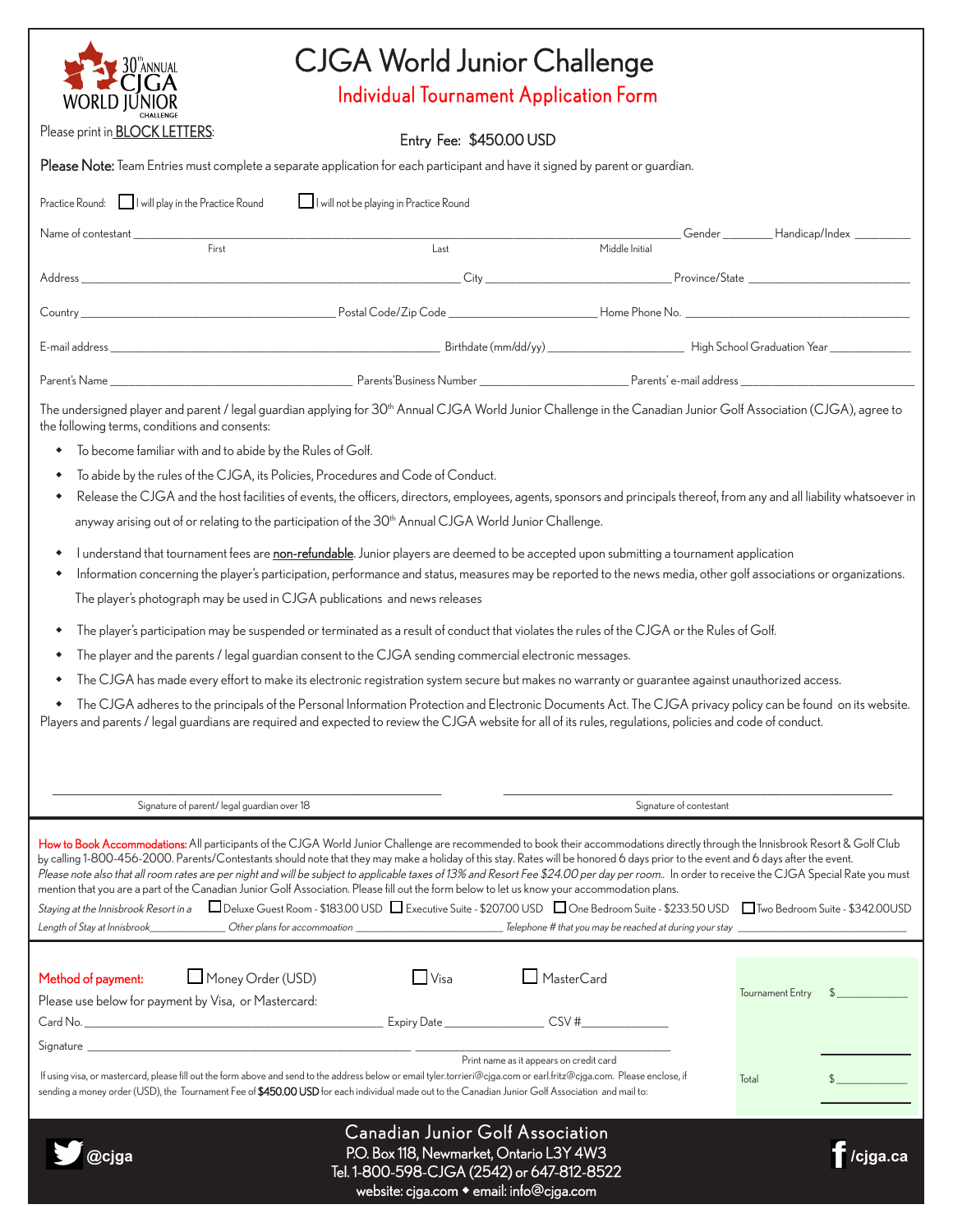30th ANNUAL CJGA WORLD JUNIOR CHALLENGE

# CJGA World Junior Challenge

## Individual Tournament Application Form

Please print in **BLOCK LETTERS**:

**Entry Fee: $450.00 USD**

**Please Note:** Team Entries must complete a separate application for each participant and have it signed by parent or guardian.

Practice Round: ☐ I will play in the Practice Round ☐ I will not be playing in Practice Round

Name of contestant ______________________ (First) ______________________ (Last) ______ (Middle Initial) Gender ________ Handicap/Index ________

Address ______________________ City ______________________ Province/State ______________________

Country ______________________ Postal Code/Zip Code ______________________ Home Phone No. ______________________

E-mail address ______________________ Birthdate (mm/dd/yy) ______________________ High School Graduation Year ____________

Parent's Name ______________________ Parents'Business Number ______________________ Parents' e-mail address ______________________

The undersigned player and parent / legal guardian applying for 30th Annual CJGA World Junior Challenge in the Canadian Junior Golf Association (CJGA), agree to the following terms, conditions and consents:

- To become familiar with and to abide by the Rules of Golf.
- To abide by the rules of the CJGA, its Policies, Procedures and Code of Conduct.
- Release the CJGA and the host facilities of events, the officers, directors, employees, agents, sponsors and principals thereof, from any and all liability whatsoever in anyway arising out of or relating to the participation of the 30th Annual CJGA World Junior Challenge.
- I understand that tournament fees are **non-refundable**. Junior players are deemed to be accepted upon submitting a tournament application
- Information concerning the player's participation, performance and status, measures may be reported to the news media, other golf associations or organizations. The player's photograph may be used in CJGA publications and news releases
- The player's participation may be suspended or terminated as a result of conduct that violates the rules of the CJGA or the Rules of Golf.
- The player and the parents / legal guardian consent to the CJGA sending commercial electronic messages.
- The CJGA has made every effort to make its electronic registration system secure but makes no warranty or guarantee against unauthorized access.
- The CJGA adheres to the principals of the Personal Information Protection and Electronic Documents Act. The CJGA privacy policy can be found on its website.

Players and parents / legal guardians are required and expected to review the CJGA website for all of its rules, regulations, policies and code of conduct.

______________________ Signature of parent/ legal guardian over 18

______________________ Signature of contestant

**How to Book Accommodations:** All participants of the CJGA World Junior Challenge are recommended to book their accommodations directly through the Innisbrook Resort & Golf Club by calling 1-800-456-2000. Parents/Contestants should note that they may make a holiday of this stay. Rates will be honored 6 days prior to the event and 6 days after the event. *Please note also that all room rates are per night and will be subject to applicable taxes of 13% and Resort Fee $24.00 per day per room.*. In order to receive the CJGA Special Rate you must mention that you are a part of the Canadian Junior Golf Association. Please fill out the form below to let us know your accommodation plans.

*Staying at the Innisbrook Resort in a* ☐ Deluxe Guest Room - $183.00 USD ☐ Executive Suite - $207.00 USD ☐ One Bedroom Suite - $233.50 USD ☐ Two Bedroom Suite - $342.00USD

*Length of Stay at Innisbrook* ____________ *Other plans for accommoation* ______________________ *Telephone # that you may be reached at during your stay* ______________________

**Method of payment:** ☐ Money Order (USD) ☐ Visa ☐ MasterCard

Please use below for payment by Visa, or Mastercard:

Card No. ______________________ Expiry Date ____________ CSV # ____________

Signature ______________________ ______________________ Print name as it appears on credit card

If using visa, or mastercard, please fill out the form above and send to the address below or email tyler.torrieri@cjga.com or earl.fritz@cjga.com. Please enclose, if sending a money order (USD), the Tournament Fee of **$450.00 USD** for each individual made out to the Canadian Junior Golf Association and mail to:

Tournament Entry $ ____________

Total $ ____________

**Canadian Junior Golf Association**
P.O. Box 118, Newmarket, Ontario L3Y 4W3
Tel. 1-800-598-CJGA (2542) or 647-812-8522
website: cjga.com ◆ email: info@cjga.com

@cjga /cjga.ca